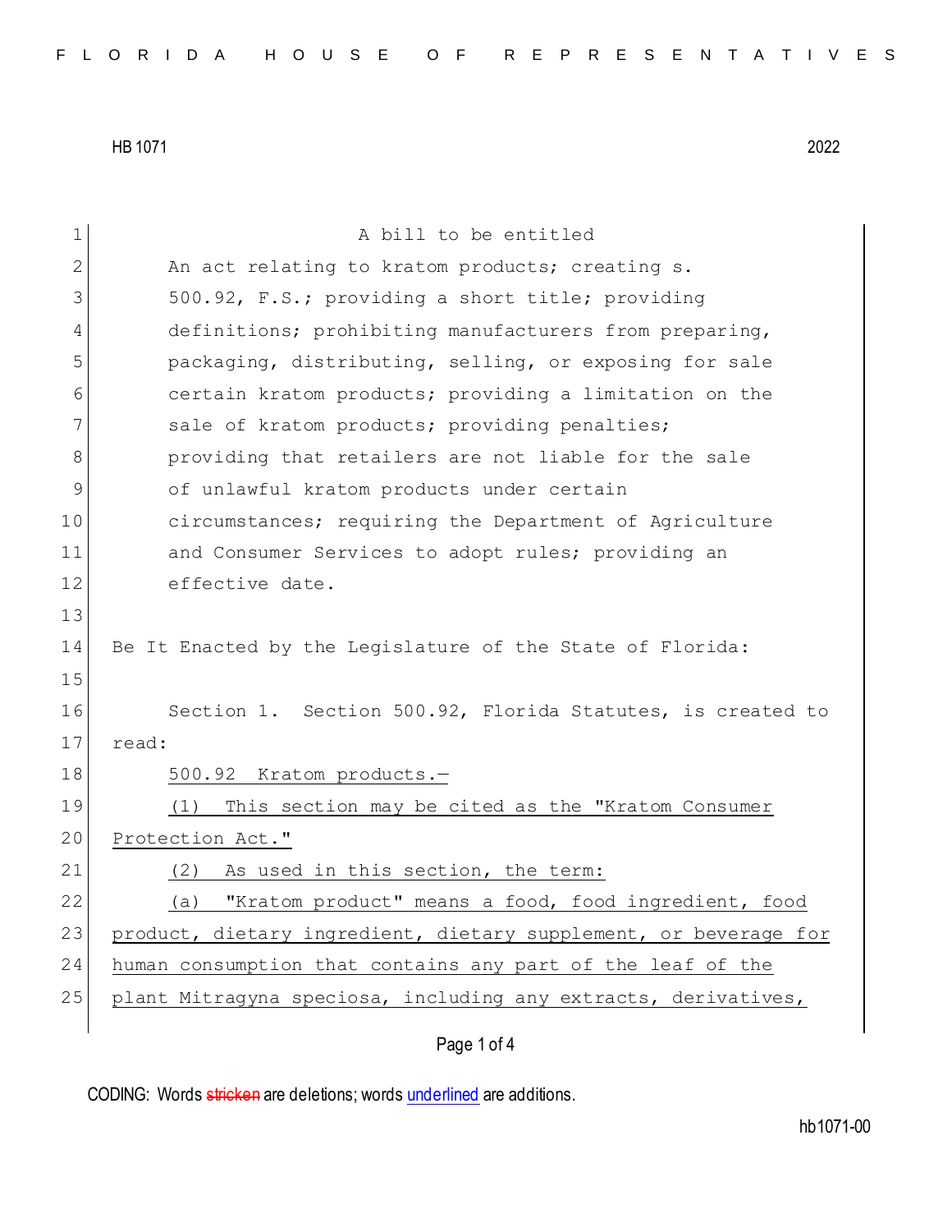HB 1071 2022

A bill to be entitled

An act relating to kratom products; creating s. 500.92, F.S.; providing a short title; providing definitions; prohibiting manufacturers from preparing, packaging, distributing, selling, or exposing for sale certain kratom products; providing a limitation on the sale of kratom products; providing penalties; providing that retailers are not liable for the sale of unlawful kratom products under certain circumstances; requiring the Department of Agriculture and Consumer Services to adopt rules; providing an effective date.

Be It Enacted by the Legislature of the State of Florida:

Section 1. Section 500.92, Florida Statutes, is created to read:

500.92 Kratom products.—

(1) This section may be cited as the "Kratom Consumer Protection Act."

(2) As used in this section, the term:

(a) "Kratom product" means a food, food ingredient, food product, dietary ingredient, dietary supplement, or beverage for human consumption that contains any part of the leaf of the plant Mitragyna speciosa, including any extracts, derivatives,

CODING: Words stricken are deletions; words underlined are additions.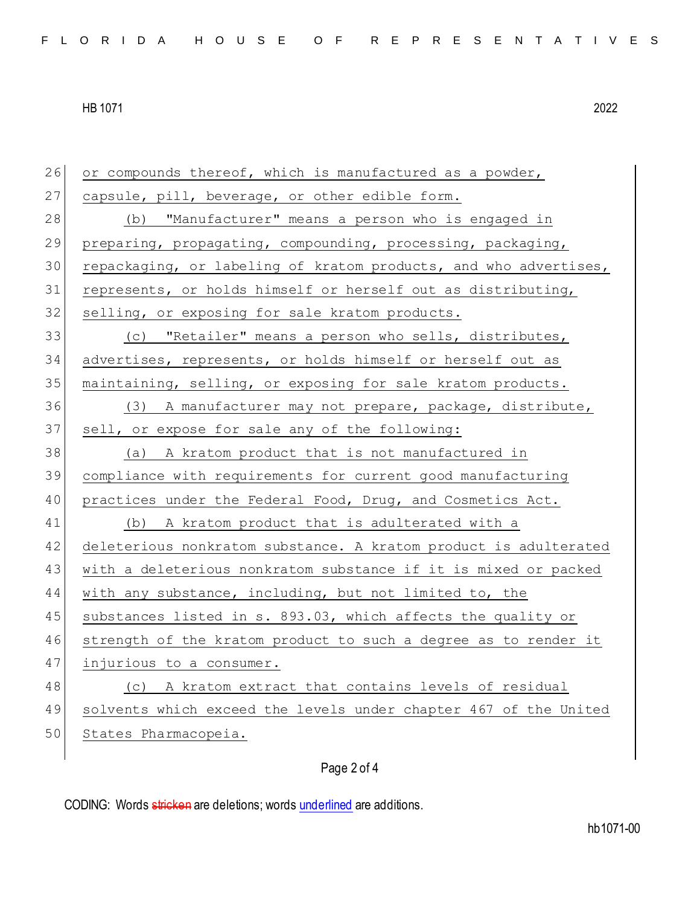or compounds thereof, which is manufactured as a powder, capsule, pill, beverage, or other edible form.

(b) "Manufacturer" means a person who is engaged in preparing, propagating, compounding, processing, packaging, repackaging, or labeling of kratom products, and who advertises, represents, or holds himself or herself out as distributing, selling, or exposing for sale kratom products.

(c) "Retailer" means a person who sells, distributes, advertises, represents, or holds himself or herself out as maintaining, selling, or exposing for sale kratom products.

(3) A manufacturer may not prepare, package, distribute, sell, or expose for sale any of the following:

(a) A kratom product that is not manufactured in compliance with requirements for current good manufacturing practices under the Federal Food, Drug, and Cosmetics Act.

(b) A kratom product that is adulterated with a deleterious nonkratom substance. A kratom product is adulterated with a deleterious nonkratom substance if it is mixed or packed with any substance, including, but not limited to, the substances listed in s. 893.03, which affects the quality or strength of the kratom product to such a degree as to render it injurious to a consumer.

(c) A kratom extract that contains levels of residual solvents which exceed the levels under chapter 467 of the United States Pharmacopeia.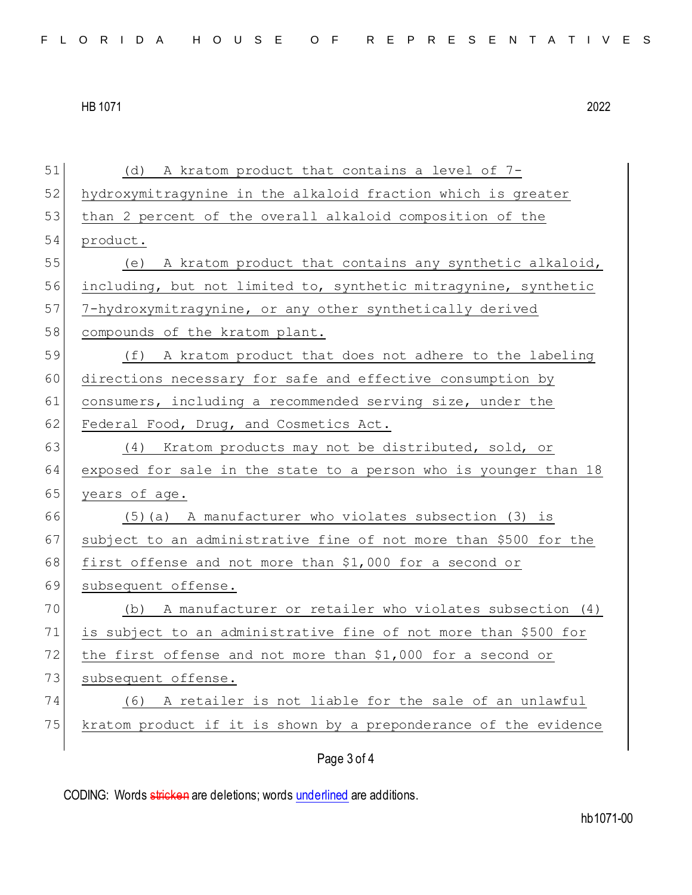(d) A kratom product that contains a level of 7-hydroxymitragynine in the alkaloid fraction which is greater than 2 percent of the overall alkaloid composition of the product.

(e) A kratom product that contains any synthetic alkaloid, including, but not limited to, synthetic mitragynine, synthetic 7-hydroxymitragynine, or any other synthetically derived compounds of the kratom plant.

(f) A kratom product that does not adhere to the labeling directions necessary for safe and effective consumption by consumers, including a recommended serving size, under the Federal Food, Drug, and Cosmetics Act.

(4) Kratom products may not be distributed, sold, or exposed for sale in the state to a person who is younger than 18 years of age.

(5)(a) A manufacturer who violates subsection (3) is subject to an administrative fine of not more than $500 for the first offense and not more than $1,000 for a second or subsequent offense.

(b) A manufacturer or retailer who violates subsection (4) is subject to an administrative fine of not more than $500 for the first offense and not more than $1,000 for a second or subsequent offense.

(6) A retailer is not liable for the sale of an unlawful kratom product if it is shown by a preponderance of the evidence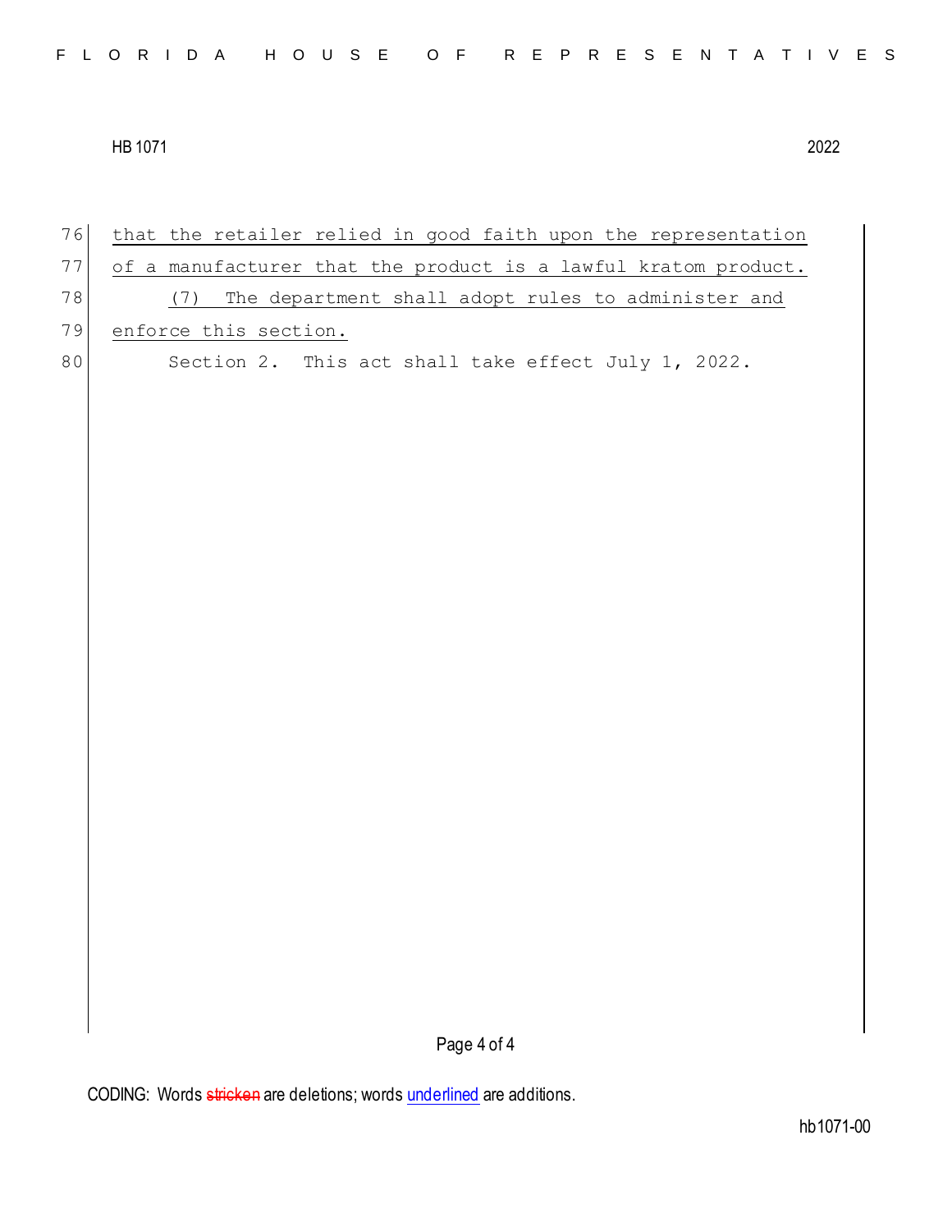76 that the retailer relied in good faith upon the representation
77 of a manufacturer that the product is a lawful kratom product.
78 (7) The department shall adopt rules to administer and
79 enforce this section.
80 Section 2. This act shall take effect July 1, 2022.

CODING: Words ~~stricken~~ are deletions; words underlined are additions.